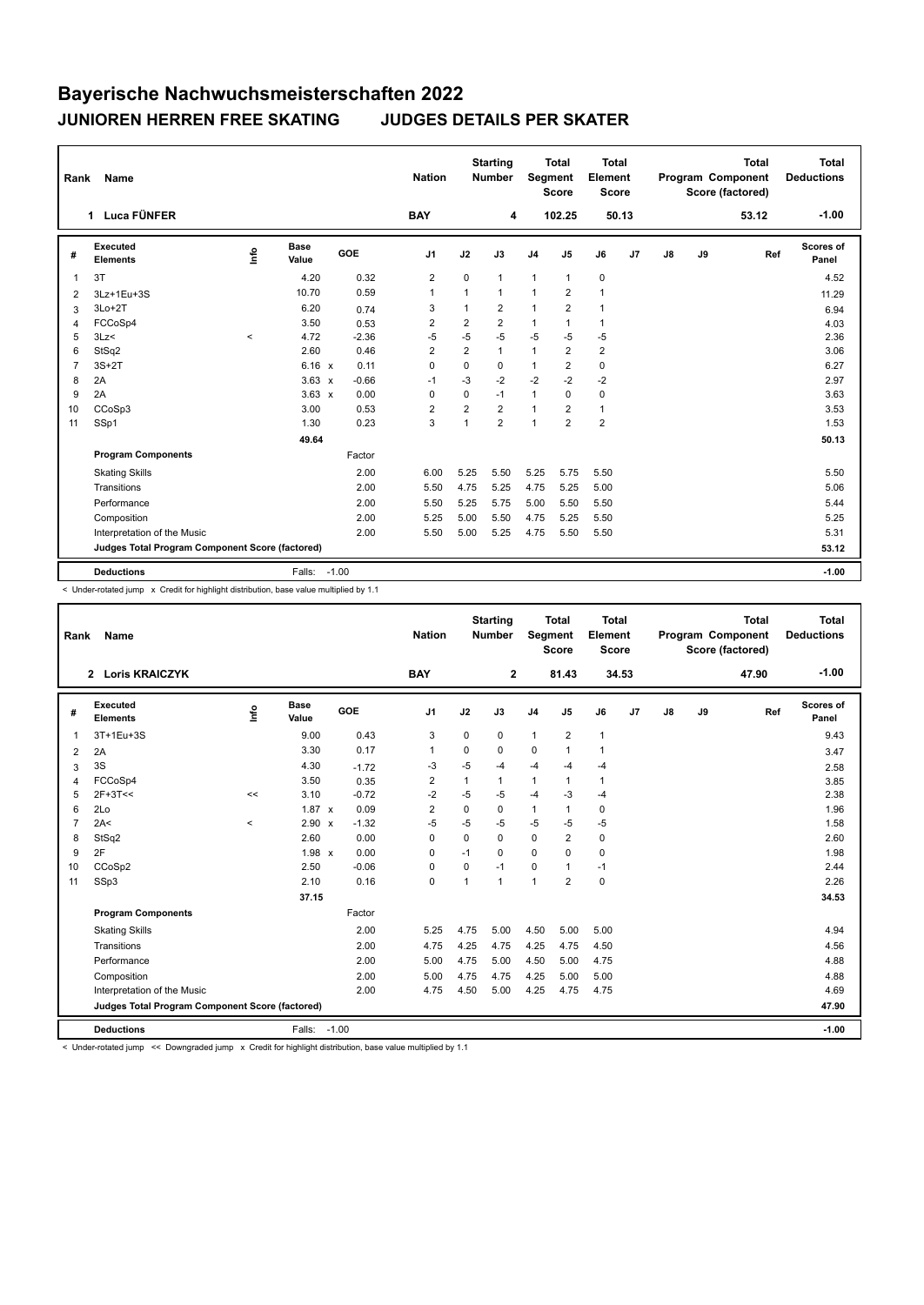# Bayerische Nachwuchsmeisterschaften 2022

## JUNIOREN HERREN FREE SKATING JUDGES DETAILS PER SKATER

| Rank | Name | Nation | Starting Number | Total Segment Score | Total Element Score | Total Program Component Score (factored) | Total Deductions |
|---|---|---|---|---|---|---|---|
| 1 | Luca FÜNFER | BAY | 4 | 102.25 | 50.13 | 53.12 | -1.00 |

| # | Executed Elements | Info | Base Value | | GOE | J1 | J2 | J3 | J4 | J5 | J6 | J7 | J8 | J9 | Ref | Scores of Panel |
|---|---|---|---|---|---|---|---|---|---|---|---|---|---|---|---|---|
| 1 | 3T | | 4.20 | | 0.32 | 2 | 0 | 1 | 1 | 1 | 0 | | | | | 4.52 |
| 2 | 3Lz+1Eu+3S | | 10.70 | | 0.59 | 1 | 1 | 1 | 1 | 2 | 1 | | | | | 11.29 |
| 3 | 3Lo+2T | | 6.20 | | 0.74 | 3 | 1 | 2 | 1 | 2 | 1 | | | | | 6.94 |
| 4 | FCCoSp4 | | 3.50 | | 0.53 | 2 | 2 | 2 | 1 | 1 | 1 | | | | | 4.03 |
| 5 | 3Lz< | < | 4.72 | | -2.36 | -5 | -5 | -5 | -5 | -5 | -5 | | | | | 2.36 |
| 6 | StSq2 | | 2.60 | | 0.46 | 2 | 2 | 1 | 1 | 2 | 2 | | | | | 3.06 |
| 7 | 3S+2T | | 6.16 | x | 0.11 | 0 | 0 | 0 | 1 | 2 | 0 | | | | | 6.27 |
| 8 | 2A | | 3.63 | x | -0.66 | -1 | -3 | -2 | -2 | -2 | -2 | | | | | 2.97 |
| 9 | 2A | | 3.63 | x | 0.00 | 0 | 0 | -1 | 1 | 0 | 0 | | | | | 3.63 |
| 10 | CCoSp3 | | 3.00 | | 0.53 | 2 | 2 | 2 | 1 | 2 | 1 | | | | | 3.53 |
| 11 | SSp1 | | 1.30 | | 0.23 | 3 | 1 | 2 | 1 | 2 | 2 | | | | | 1.53 |
| | | | 49.64 | | | | | | | | | | | | | 50.13 |
| | **Program Components** | | | | Factor | | | | | | | | | | | |
| | Skating Skills | | | | 2.00 | 6.00 | 5.25 | 5.50 | 5.25 | 5.75 | 5.50 | | | | | 5.50 |
| | Transitions | | | | 2.00 | 5.50 | 4.75 | 5.25 | 4.75 | 5.25 | 5.00 | | | | | 5.06 |
| | Performance | | | | 2.00 | 5.50 | 5.25 | 5.75 | 5.00 | 5.50 | 5.50 | | | | | 5.44 |
| | Composition | | | | 2.00 | 5.25 | 5.00 | 5.50 | 4.75 | 5.25 | 5.50 | | | | | 5.25 |
| | Interpretation of the Music | | | | 2.00 | 5.50 | 5.00 | 5.25 | 4.75 | 5.50 | 5.50 | | | | | 5.31 |
| | **Judges Total Program Component Score (factored)** | | | | | | | | | | | | | | | 53.12 |
| | **Deductions** | | Falls: | | -1.00 | | | | | | | | | | | -1.00 |

< Under-rotated jump x Credit for highlight distribution, base value multiplied by 1.1

| Rank | Name | Nation | Starting Number | Total Segment Score | Total Element Score | Total Program Component Score (factored) | Total Deductions |
|---|---|---|---|---|---|---|---|
| 2 | Loris KRAICZYK | BAY | 2 | 81.43 | 34.53 | 47.90 | -1.00 |

| # | Executed Elements | Info | Base Value | | GOE | J1 | J2 | J3 | J4 | J5 | J6 | J7 | J8 | J9 | Ref | Scores of Panel |
|---|---|---|---|---|---|---|---|---|---|---|---|---|---|---|---|---|
| 1 | 3T+1Eu+3S | | 9.00 | | 0.43 | 3 | 0 | 0 | 1 | 2 | 1 | | | | | 9.43 |
| 2 | 2A | | 3.30 | | 0.17 | 1 | 0 | 0 | 0 | 1 | 1 | | | | | 3.47 |
| 3 | 3S | | 4.30 | | -1.72 | -3 | -5 | -4 | -4 | -4 | -4 | | | | | 2.58 |
| 4 | FCCoSp4 | | 3.50 | | 0.35 | 2 | 1 | 1 | 1 | 1 | 1 | | | | | 3.85 |
| 5 | 2F+3T<< | << | 3.10 | | -0.72 | -2 | -5 | -5 | -4 | -3 | -4 | | | | | 2.38 |
| 6 | 2Lo | | 1.87 | x | 0.09 | 2 | 0 | 0 | 1 | 1 | 0 | | | | | 1.96 |
| 7 | 2A< | < | 2.90 | x | -1.32 | -5 | -5 | -5 | -5 | -5 | -5 | | | | | 1.58 |
| 8 | StSq2 | | 2.60 | | 0.00 | 0 | 0 | 0 | 0 | 2 | 0 | | | | | 2.60 |
| 9 | 2F | | 1.98 | x | 0.00 | 0 | -1 | 0 | 0 | 0 | 0 | | | | | 1.98 |
| 10 | CCoSp2 | | 2.50 | | -0.06 | 0 | 0 | -1 | 0 | 1 | -1 | | | | | 2.44 |
| 11 | SSp3 | | 2.10 | | 0.16 | 0 | 1 | 1 | 1 | 2 | 0 | | | | | 2.26 |
| | | | 37.15 | | | | | | | | | | | | | 34.53 |
| | **Program Components** | | | | Factor | | | | | | | | | | | |
| | Skating Skills | | | | 2.00 | 5.25 | 4.75 | 5.00 | 4.50 | 5.00 | 5.00 | | | | | 4.94 |
| | Transitions | | | | 2.00 | 4.75 | 4.25 | 4.75 | 4.25 | 4.75 | 4.50 | | | | | 4.56 |
| | Performance | | | | 2.00 | 5.00 | 4.75 | 5.00 | 4.50 | 5.00 | 4.75 | | | | | 4.88 |
| | Composition | | | | 2.00 | 5.00 | 4.75 | 4.75 | 4.25 | 5.00 | 5.00 | | | | | 4.88 |
| | Interpretation of the Music | | | | 2.00 | 4.75 | 4.50 | 5.00 | 4.25 | 4.75 | 4.75 | | | | | 4.69 |
| | **Judges Total Program Component Score (factored)** | | | | | | | | | | | | | | | 47.90 |
| | **Deductions** | | Falls: | | -1.00 | | | | | | | | | | | -1.00 |

< Under-rotated jump << Downgraded jump x Credit for highlight distribution, base value multiplied by 1.1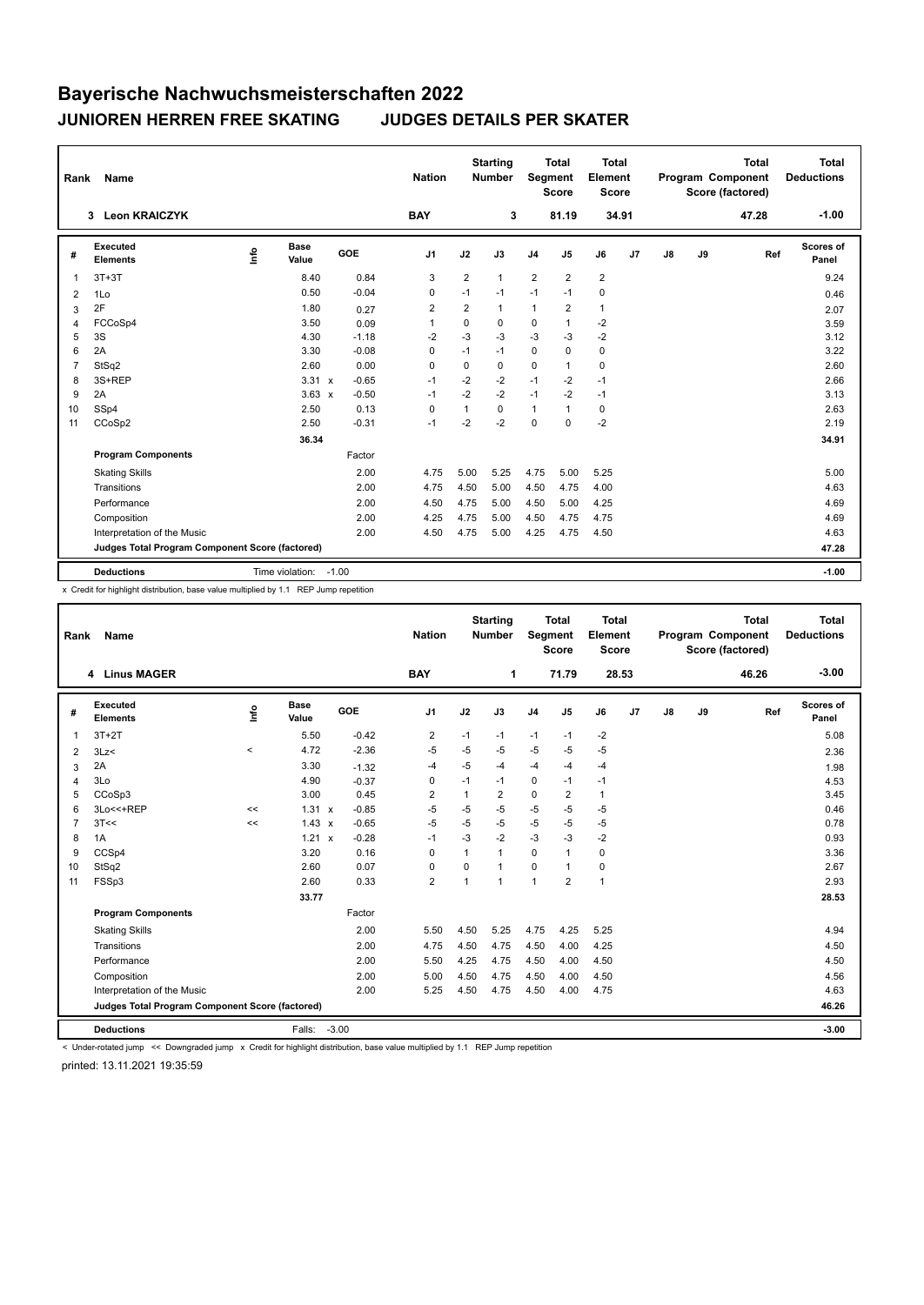# Bayerische Nachwuchsmeisterschaften 2022

## JUNIOREN HERREN FREE SKATING JUDGES DETAILS PER SKATER

| Rank | Name | Nation | Starting Number | Total Segment Score | Total Element Score | Total Program Component Score (factored) | Total Deductions |
|---|---|---|---|---|---|---|---|
| 3 | Leon KRAICZYK | BAY | 3 | 81.19 | 34.91 | 47.28 | -1.00 |

| # | Executed Elements | Info | Base Value | | GOE | J1 | J2 | J3 | J4 | J5 | J6 | J7 | J8 | J9 | Ref | Scores of Panel |
|---|---|---|---|---|---|---|---|---|---|---|---|---|---|---|---|---|
| 1 | 3T+3T | | 8.40 | | 0.84 | 3 | 2 | 1 | 2 | 2 | 2 | | | | | 9.24 |
| 2 | 1Lo | | 0.50 | | -0.04 | 0 | -1 | -1 | -1 | -1 | 0 | | | | | 0.46 |
| 3 | 2F | | 1.80 | | 0.27 | 2 | 2 | 1 | 1 | 2 | 1 | | | | | 2.07 |
| 4 | FCCoSp4 | | 3.50 | | 0.09 | 1 | 0 | 0 | 0 | 1 | -2 | | | | | 3.59 |
| 5 | 3S | | 4.30 | | -1.18 | -2 | -3 | -3 | -3 | -3 | -2 | | | | | 3.12 |
| 6 | 2A | | 3.30 | | -0.08 | 0 | -1 | -1 | 0 | 0 | 0 | | | | | 3.22 |
| 7 | StSq2 | | 2.60 | | 0.00 | 0 | 0 | 0 | 0 | 1 | 0 | | | | | 2.60 |
| 8 | 3S+REP | | 3.31 | x | -0.65 | -1 | -2 | -2 | -1 | -2 | -1 | | | | | 2.66 |
| 9 | 2A | | 3.63 | x | -0.50 | -1 | -2 | -2 | -1 | -2 | -1 | | | | | 3.13 |
| 10 | SSp4 | | 2.50 | | 0.13 | 0 | 1 | 0 | 1 | 1 | 0 | | | | | 2.63 |
| 11 | CCoSp2 | | 2.50 | | -0.31 | -1 | -2 | -2 | 0 | 0 | -2 | | | | | 2.19 |
| | | | 36.34 | | | | | | | | | | | | | 34.91 |
| | **Program Components** | | | | Factor | | | | | | | | | | | |
| | Skating Skills | | | | 2.00 | 4.75 | 5.00 | 5.25 | 4.75 | 5.00 | 5.25 | | | | | 5.00 |
| | Transitions | | | | 2.00 | 4.75 | 4.50 | 5.00 | 4.50 | 4.75 | 4.00 | | | | | 4.63 |
| | Performance | | | | 2.00 | 4.50 | 4.75 | 5.00 | 4.50 | 5.00 | 4.25 | | | | | 4.69 |
| | Composition | | | | 2.00 | 4.25 | 4.75 | 5.00 | 4.50 | 4.75 | 4.75 | | | | | 4.69 |
| | Interpretation of the Music | | | | 2.00 | 4.50 | 4.75 | 5.00 | 4.25 | 4.75 | 4.50 | | | | | 4.63 |
| | **Judges Total Program Component Score (factored)** | | | | | | | | | | | | | | | 47.28 |
| | **Deductions** | | Time violation: | | -1.00 | | | | | | | | | | | -1.00 |

x Credit for highlight distribution, base value multiplied by 1.1 REP Jump repetition

| Rank | Name | Nation | Starting Number | Total Segment Score | Total Element Score | Total Program Component Score (factored) | Total Deductions |
|---|---|---|---|---|---|---|---|
| 4 | Linus MAGER | BAY | 1 | 71.79 | 28.53 | 46.26 | -3.00 |

| # | Executed Elements | Info | Base Value | | GOE | J1 | J2 | J3 | J4 | J5 | J6 | J7 | J8 | J9 | Ref | Scores of Panel |
|---|---|---|---|---|---|---|---|---|---|---|---|---|---|---|---|---|
| 1 | 3T+2T | | 5.50 | | -0.42 | 2 | -1 | -1 | -1 | -1 | -2 | | | | | 5.08 |
| 2 | 3Lz< | < | 4.72 | | -2.36 | -5 | -5 | -5 | -5 | -5 | -5 | | | | | 2.36 |
| 3 | 2A | | 3.30 | | -1.32 | -4 | -5 | -4 | -4 | -4 | -4 | | | | | 1.98 |
| 4 | 3Lo | | 4.90 | | -0.37 | 0 | -1 | -1 | 0 | -1 | -1 | | | | | 4.53 |
| 5 | CCoSp3 | | 3.00 | | 0.45 | 2 | 1 | 2 | 0 | 2 | 1 | | | | | 3.45 |
| 6 | 3Lo<<+REP | << | 1.31 | x | -0.85 | -5 | -5 | -5 | -5 | -5 | -5 | | | | | 0.46 |
| 7 | 3T<< | << | 1.43 | x | -0.65 | -5 | -5 | -5 | -5 | -5 | -5 | | | | | 0.78 |
| 8 | 1A | | 1.21 | x | -0.28 | -1 | -3 | -2 | -3 | -3 | -2 | | | | | 0.93 |
| 9 | CCSp4 | | 3.20 | | 0.16 | 0 | 1 | 1 | 0 | 1 | 0 | | | | | 3.36 |
| 10 | StSq2 | | 2.60 | | 0.07 | 0 | 0 | 1 | 0 | 1 | 0 | | | | | 2.67 |
| 11 | FSSp3 | | 2.60 | | 0.33 | 2 | 1 | 1 | 1 | 2 | 1 | | | | | 2.93 |
| | | | 33.77 | | | | | | | | | | | | | 28.53 |
| | **Program Components** | | | | Factor | | | | | | | | | | | |
| | Skating Skills | | | | 2.00 | 5.50 | 4.50 | 5.25 | 4.75 | 4.25 | 5.25 | | | | | 4.94 |
| | Transitions | | | | 2.00 | 4.75 | 4.50 | 4.75 | 4.50 | 4.00 | 4.25 | | | | | 4.50 |
| | Performance | | | | 2.00 | 5.50 | 4.25 | 4.75 | 4.50 | 4.00 | 4.50 | | | | | 4.50 |
| | Composition | | | | 2.00 | 5.00 | 4.50 | 4.75 | 4.50 | 4.00 | 4.50 | | | | | 4.56 |
| | Interpretation of the Music | | | | 2.00 | 5.25 | 4.50 | 4.75 | 4.50 | 4.00 | 4.75 | | | | | 4.63 |
| | **Judges Total Program Component Score (factored)** | | | | | | | | | | | | | | | 46.26 |
| | **Deductions** | | Falls: | | -3.00 | | | | | | | | | | | -3.00 |

< Under-rotated jump << Downgraded jump x Credit for highlight distribution, base value multiplied by 1.1 REP Jump repetition

printed: 13.11.2021 19:35:59